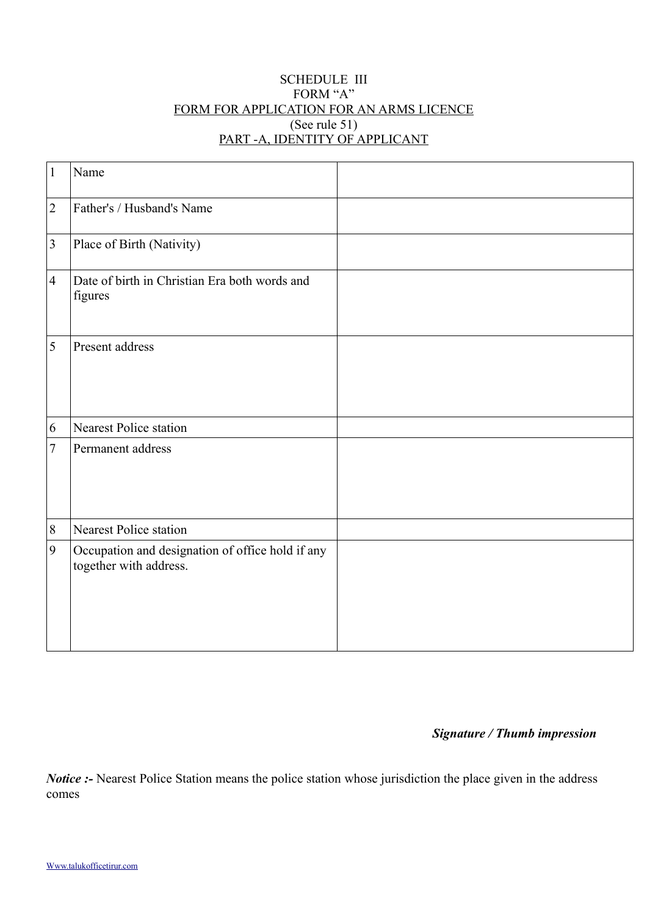SCHEDULE III

FORM “A”

FORM FOR APPLICATION FOR AN ARMS LICENCE

(See rule 51)

PART -A, IDENTITY OF APPLICANT

| | | |
|---|---|---|
| 1 | Name | |
| 2 | Father's / Husband's Name | |
| 3 | Place of Birth (Nativity) | |
| 4 | Date of birth in Christian Era both words and figures | |
| 5 | Present address | |
| 6 | Nearest Police station | |
| 7 | Permanent address | |
| 8 | Nearest Police station | |
| 9 | Occupation and designation of office hold if any together with address. | |

***Signature / Thumb impression***

***Notice :-*** Nearest Police Station means the police station whose jurisdiction the place given in the address comes

Www.talukofficetirur.com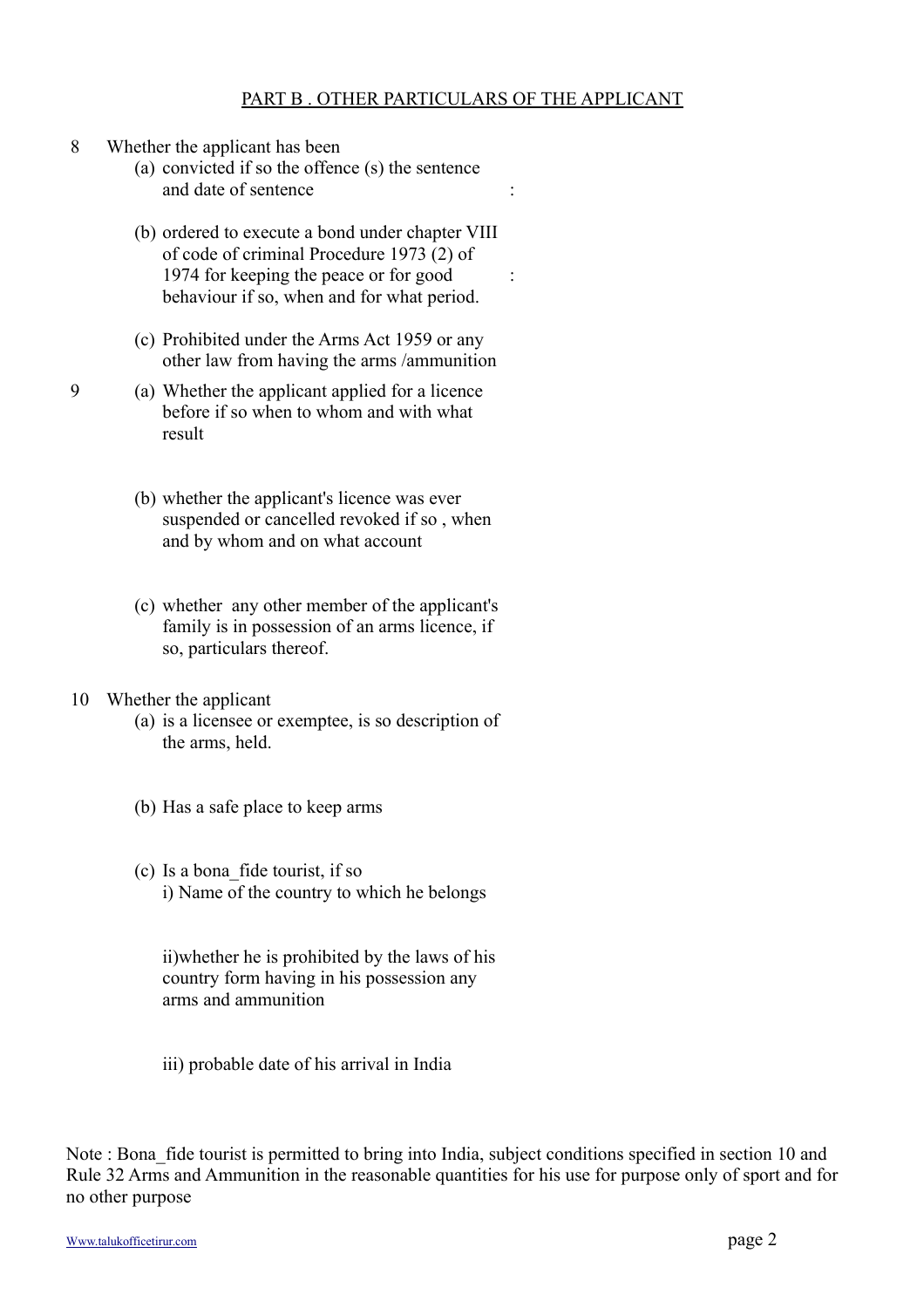## PART B . OTHER PARTICULARS OF THE APPLICANT

8 Whether the applicant has been

(a) convicted if so the offence (s) the sentence and date of sentence :

(b) ordered to execute a bond under chapter VIII of code of criminal Procedure 1973 (2) of 1974 for keeping the peace or for good behaviour if so, when and for what period. :

(c) Prohibited under the Arms Act 1959 or any other law from having the arms /ammunition

9 (a) Whether the applicant applied for a licence before if so when to whom and with what result

(b) whether the applicant's licence was ever suspended or cancelled revoked if so , when and by whom and on what account

(c) whether any other member of the applicant's family is in possession of an arms licence, if so, particulars thereof.

10 Whether the applicant

(a) is a licensee or exemptee, is so description of the arms, held.

(b) Has a safe place to keep arms

(c) Is a bona_fide tourist, if so

i) Name of the country to which he belongs

ii)whether he is prohibited by the laws of his country form having in his possession any arms and ammunition

iii) probable date of his arrival in India

Note : Bona_fide tourist is permitted to bring into India, subject conditions specified in section 10 and Rule 32 Arms and Ammunition in the reasonable quantities for his use for purpose only of sport and for no other purpose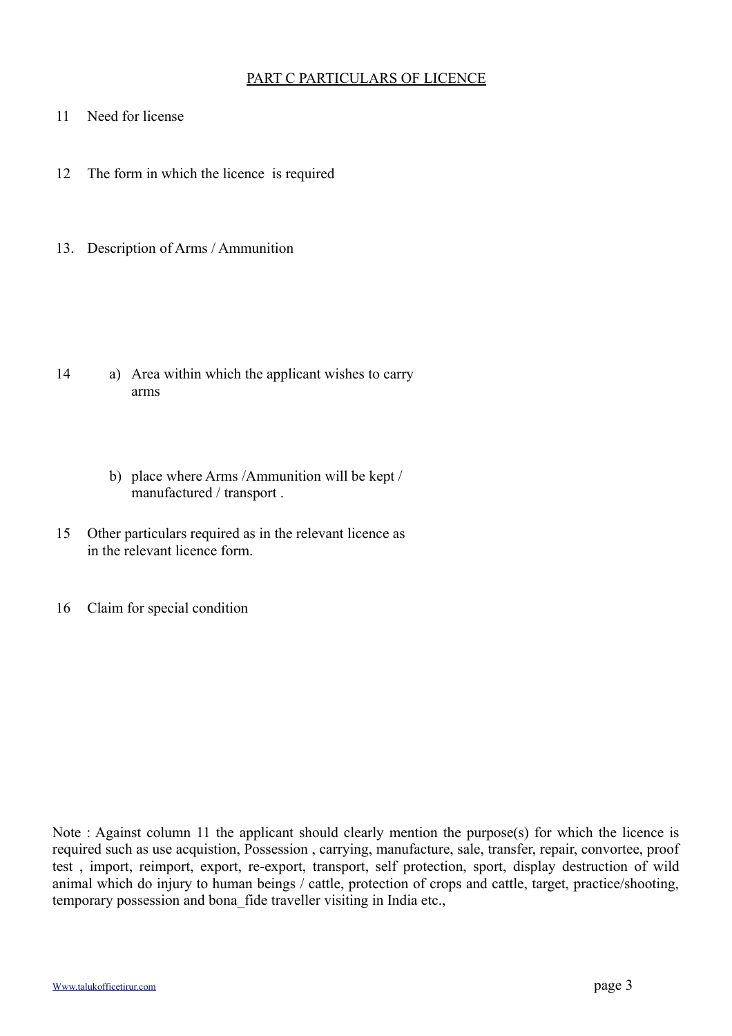## PART C PARTICULARS OF LICENCE

11 Need for license

12 The form in which the licence is required

13. Description of Arms / Ammunition

14 a) Area within which the applicant wishes to carry arms

b) place where Arms /Ammunition will be kept / manufactured / transport .

15 Other particulars required as in the relevant licence as in the relevant licence form.

16 Claim for special condition

Note : Against column 11 the applicant should clearly mention the purpose(s) for which the licence is required such as use acquistion, Possession , carrying, manufacture, sale, transfer, repair, convortee, proof test , import, reimport, export, re-export, transport, self protection, sport, display destruction of wild animal which do injury to human beings / cattle, protection of crops and cattle, target, practice/shooting, temporary possession and bona_fide traveller visiting in India etc.,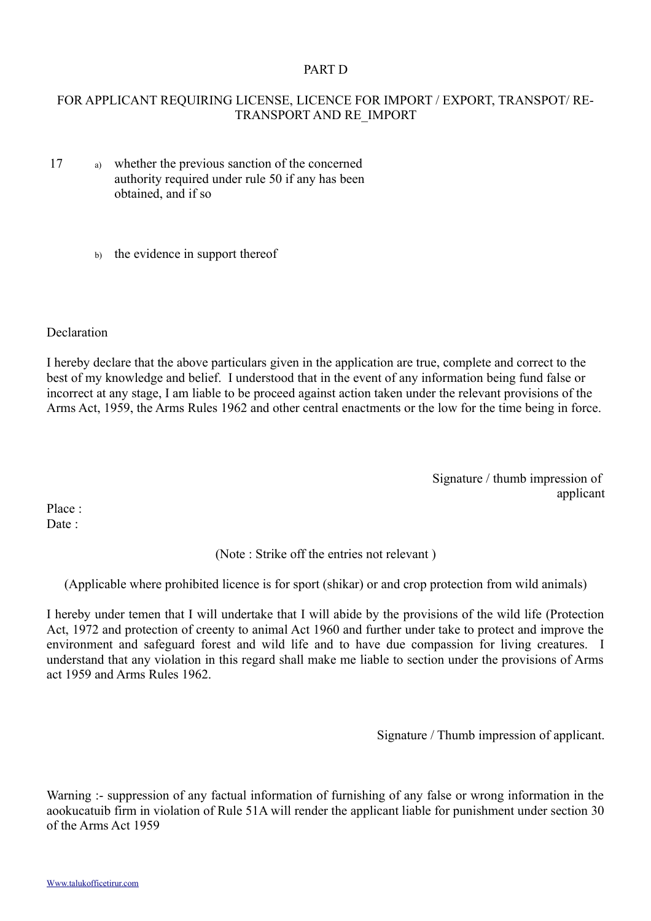## PART D

## FOR APPLICANT REQUIRING LICENSE, LICENCE FOR IMPORT / EXPORT, TRANSPOT/ RE-TRANSPORT AND RE_IMPORT

17

a) whether the previous sanction of the concerned authority required under rule 50 if any has been obtained, and if so

b) the evidence in support thereof

Declaration

I hereby declare that the above particulars given in the application are true, complete and correct to the best of my knowledge and belief. I understood that in the event of any information being fund false or incorrect at any stage, I am liable to be proceed against action taken under the relevant provisions of the Arms Act, 1959, the Arms Rules 1962 and other central enactments or the low for the time being in force.

Signature / thumb impression of applicant

Place :
Date :

(Note : Strike off the entries not relevant )

(Applicable where prohibited licence is for sport (shikar) or and crop protection from wild animals)

I hereby under temen that I will undertake that I will abide by the provisions of the wild life (Protection Act, 1972 and protection of creenty to animal Act 1960 and further under take to protect and improve the environment and safeguard forest and wild life and to have due compassion for living creatures. I understand that any violation in this regard shall make me liable to section under the provisions of Arms act 1959 and Arms Rules 1962.

Signature / Thumb impression of applicant.

Warning :- suppression of any factual information of furnishing of any false or wrong information in the aookucatuib firm in violation of Rule 51A will render the applicant liable for punishment under section 30 of the Arms Act 1959

Www.talukofficetirur.com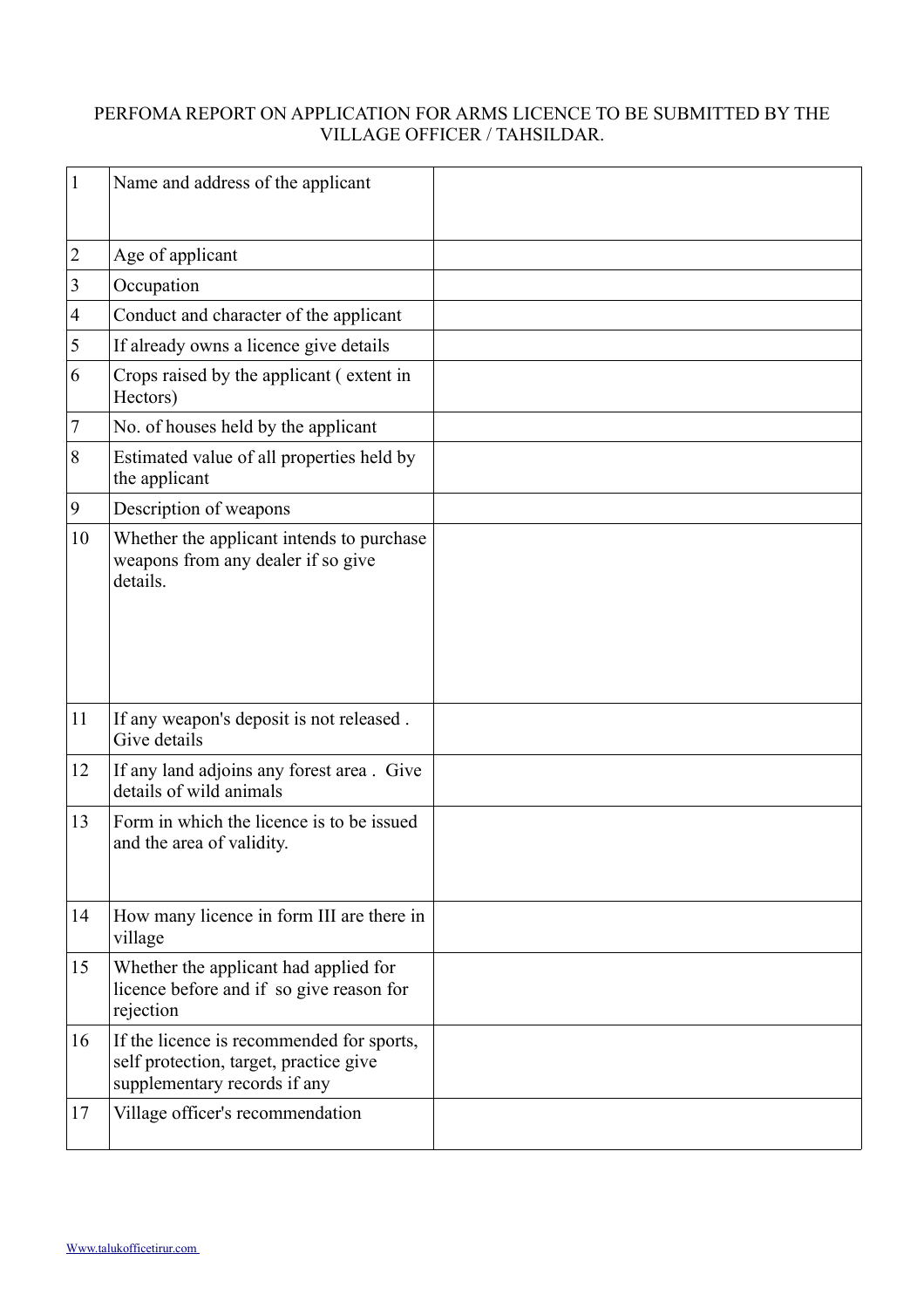# PERFOMA REPORT ON APPLICATION FOR ARMS LICENCE TO BE SUBMITTED BY THE VILLAGE OFFICER / TAHSILDAR.

| | | |
|---|---|---|
| 1 | Name and address of the applicant | |
| 2 | Age of applicant | |
| 3 | Occupation | |
| 4 | Conduct and character of the applicant | |
| 5 | If already owns a licence give details | |
| 6 | Crops raised by the applicant ( extent in Hectors) | |
| 7 | No. of houses held by the applicant | |
| 8 | Estimated value of all properties held by the applicant | |
| 9 | Description of weapons | |
| 10 | Whether the applicant intends to purchase weapons from any dealer if so give details. | |
| 11 | If any weapon's deposit is not released . Give details | |
| 12 | If any land adjoins any forest area . Give details of wild animals | |
| 13 | Form in which the licence is to be issued and the area of validity. | |
| 14 | How many licence in form III are there in village | |
| 15 | Whether the applicant had applied for licence before and if so give reason for rejection | |
| 16 | If the licence is recommended for sports, self protection, target, practice give supplementary records if any | |
| 17 | Village officer's recommendation | |

Www.talukofficetirur.com